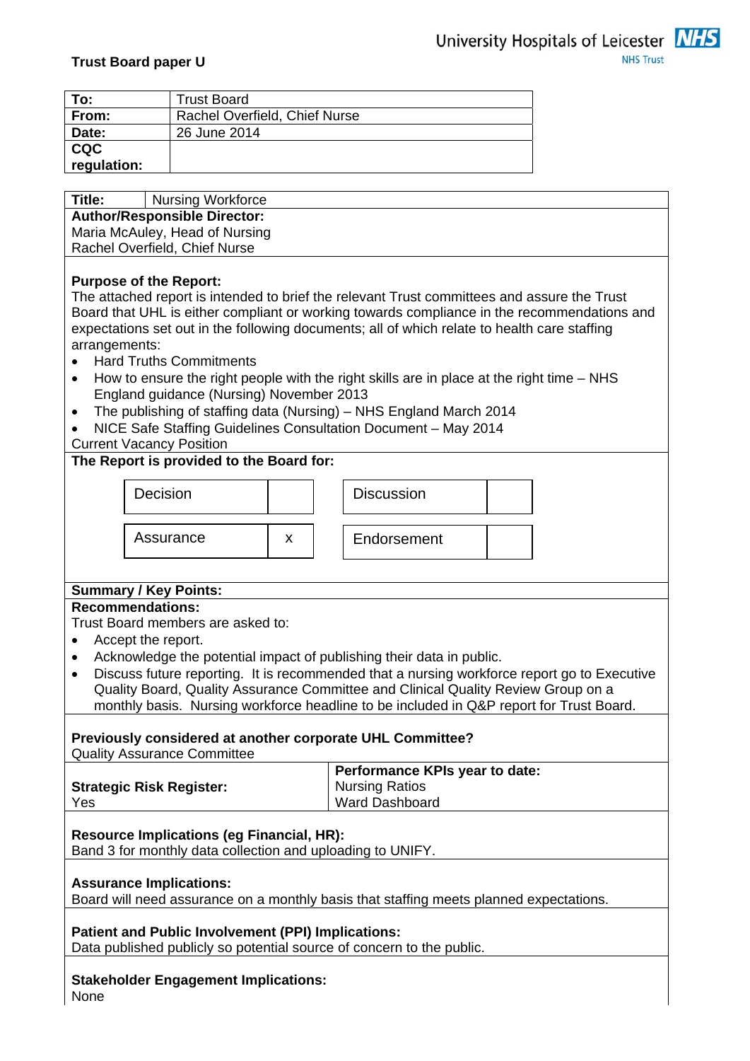**Trust Board paper U**

University Hospitals of Leicester NHS Trust

| | |
|---|---|
| **To:** | Trust Board |
| **From:** | Rachel Overfield, Chief Nurse |
| **Date:** | 26 June 2014 |
| **CQC regulation:** | |

**Title:** Nursing Workforce

**Author/Responsible Director:**
Maria McAuley, Head of Nursing
Rachel Overfield, Chief Nurse

**Purpose of the Report:**
The attached report is intended to brief the relevant Trust committees and assure the Trust Board that UHL is either compliant or working towards compliance in the recommendations and expectations set out in the following documents; all of which relate to health care staffing arrangements:

- Hard Truths Commitments
- How to ensure the right people with the right skills are in place at the right time – NHS England guidance (Nursing) November 2013
- The publishing of staffing data (Nursing) – NHS England March 2014
- NICE Safe Staffing Guidelines Consultation Document – May 2014

Current Vacancy Position

**The Report is provided to the Board for:**

| | | | |
|---|---|---|---|
| Decision | | Discussion | |
| Assurance | x | Endorsement | |

**Summary / Key Points:**

**Recommendations:**
Trust Board members are asked to:

- Accept the report.
- Acknowledge the potential impact of publishing their data in public.
- Discuss future reporting. It is recommended that a nursing workforce report go to Executive Quality Board, Quality Assurance Committee and Clinical Quality Review Group on a monthly basis. Nursing workforce headline to be included in Q&P report for Trust Board.

**Previously considered at another corporate UHL Committee?**
Quality Assurance Committee

| | |
|---|---|
| **Strategic Risk Register:** Yes | **Performance KPIs year to date:** Nursing Ratios, Ward Dashboard |

**Resource Implications (eg Financial, HR):**
Band 3 for monthly data collection and uploading to UNIFY.

**Assurance Implications:**
Board will need assurance on a monthly basis that staffing meets planned expectations.

**Patient and Public Involvement (PPI) Implications:**
Data published publicly so potential source of concern to the public.

**Stakeholder Engagement Implications:**
None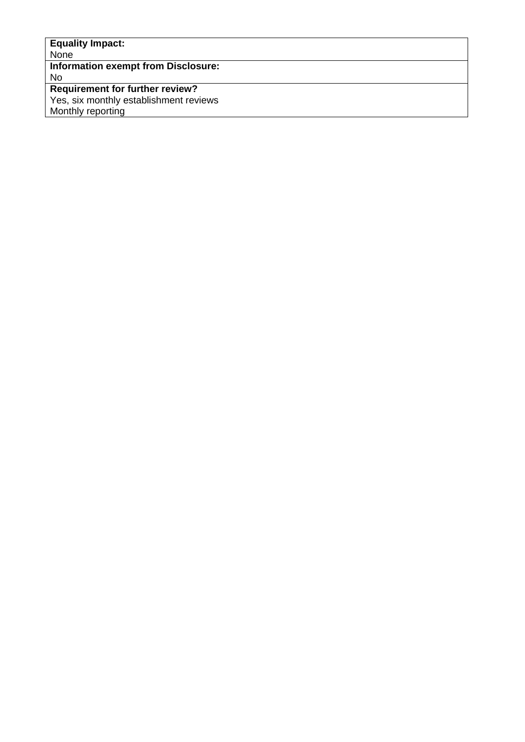| **Equality Impact:**<br>None |
|---|
| **Information exempt from Disclosure:**<br>No |
| **Requirement for further review?**<br>Yes, six monthly establishment reviews<br>Monthly reporting |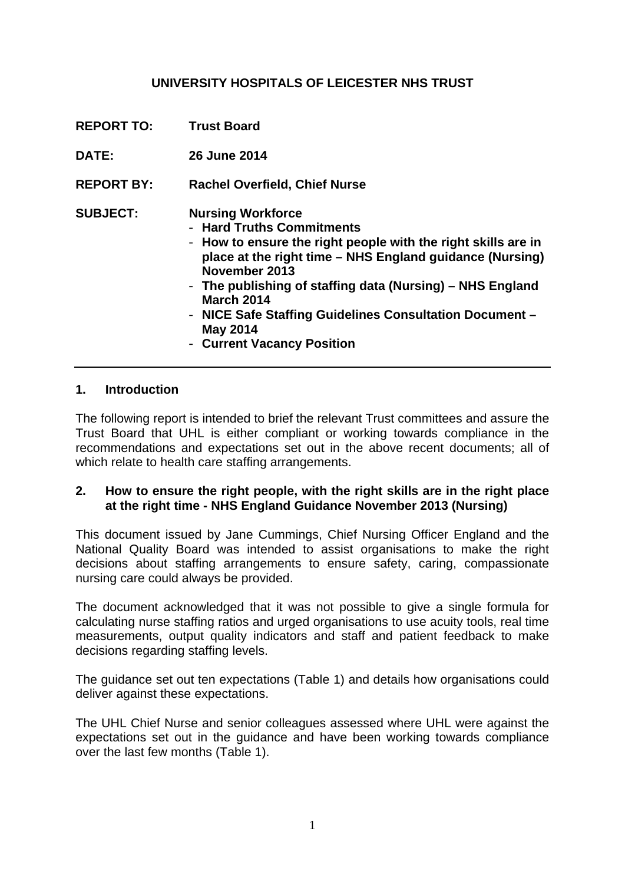**UNIVERSITY HOSPITALS OF LEICESTER NHS TRUST**

| | |
|---|---|
| **REPORT TO:** | **Trust Board** |
| **DATE:** | **26 June 2014** |
| **REPORT BY:** | **Rachel Overfield, Chief Nurse** |
| **SUBJECT:** | **Nursing Workforce**<br>- **Hard Truths Commitments**<br>- **How to ensure the right people with the right skills are in place at the right time – NHS England guidance (Nursing) November 2013**<br>- **The publishing of staffing data (Nursing) – NHS England March 2014**<br>- **NICE Safe Staffing Guidelines Consultation Document – May 2014**<br>- **Current Vacancy Position** |

## 1. Introduction

The following report is intended to brief the relevant Trust committees and assure the Trust Board that UHL is either compliant or working towards compliance in the recommendations and expectations set out in the above recent documents; all of which relate to health care staffing arrangements.

## 2. How to ensure the right people, with the right skills are in the right place at the right time - NHS England Guidance November 2013 (Nursing)

This document issued by Jane Cummings, Chief Nursing Officer England and the National Quality Board was intended to assist organisations to make the right decisions about staffing arrangements to ensure safety, caring, compassionate nursing care could always be provided.

The document acknowledged that it was not possible to give a single formula for calculating nurse staffing ratios and urged organisations to use acuity tools, real time measurements, output quality indicators and staff and patient feedback to make decisions regarding staffing levels.

The guidance set out ten expectations (Table 1) and details how organisations could deliver against these expectations.

The UHL Chief Nurse and senior colleagues assessed where UHL were against the expectations set out in the guidance and have been working towards compliance over the last few months (Table 1).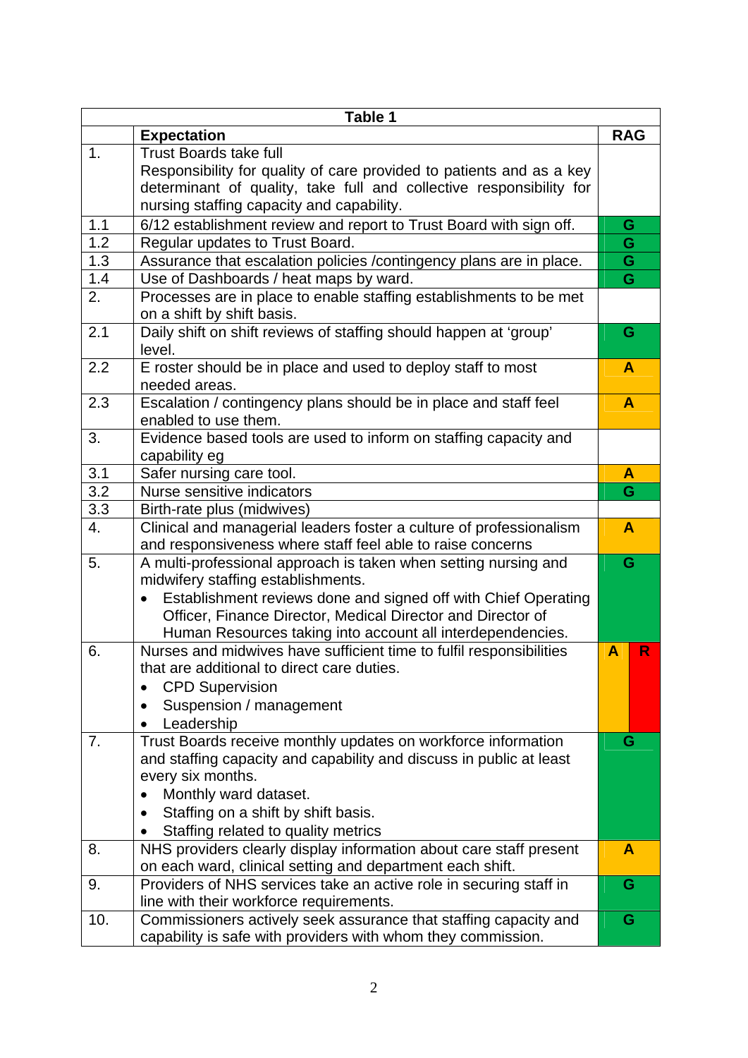**Table 1**

| | Expectation | RAG |
|---|---|---|
| 1. | Trust Boards take full Responsibility for quality of care provided to patients and as a key determinant of quality, take full and collective responsibility for nursing staffing capacity and capability. | |
| 1.1 | 6/12 establishment review and report to Trust Board with sign off. | G |
| 1.2 | Regular updates to Trust Board. | G |
| 1.3 | Assurance that escalation policies /contingency plans are in place. | G |
| 1.4 | Use of Dashboards / heat maps by ward. | G |
| 2. | Processes are in place to enable staffing establishments to be met on a shift by shift basis. | |
| 2.1 | Daily shift on shift reviews of staffing should happen at 'group' level. | G |
| 2.2 | E roster should be in place and used to deploy staff to most needed areas. | A |
| 2.3 | Escalation / contingency plans should be in place and staff feel enabled to use them. | A |
| 3. | Evidence based tools are used to inform on staffing capacity and capability eg | |
| 3.1 | Safer nursing care tool. | A |
| 3.2 | Nurse sensitive indicators | G |
| 3.3 | Birth-rate plus (midwives) | |
| 4. | Clinical and managerial leaders foster a culture of professionalism and responsiveness where staff feel able to raise concerns | A |
| 5. | A multi-professional approach is taken when setting nursing and midwifery staffing establishments.<br>• Establishment reviews done and signed off with Chief Operating Officer, Finance Director, Medical Director and Director of Human Resources taking into account all interdependencies. | G |
| 6. | Nurses and midwives have sufficient time to fulfil responsibilities that are additional to direct care duties.<br>• CPD Supervision<br>• Suspension / management<br>• Leadership | A R |
| 7. | Trust Boards receive monthly updates on workforce information and staffing capacity and capability and discuss in public at least every six months.<br>• Monthly ward dataset.<br>• Staffing on a shift by shift basis.<br>• Staffing related to quality metrics | G |
| 8. | NHS providers clearly display information about care staff present on each ward, clinical setting and department each shift. | A |
| 9. | Providers of NHS services take an active role in securing staff in line with their workforce requirements. | G |
| 10. | Commissioners actively seek assurance that staffing capacity and capability is safe with providers with whom they commission. | G |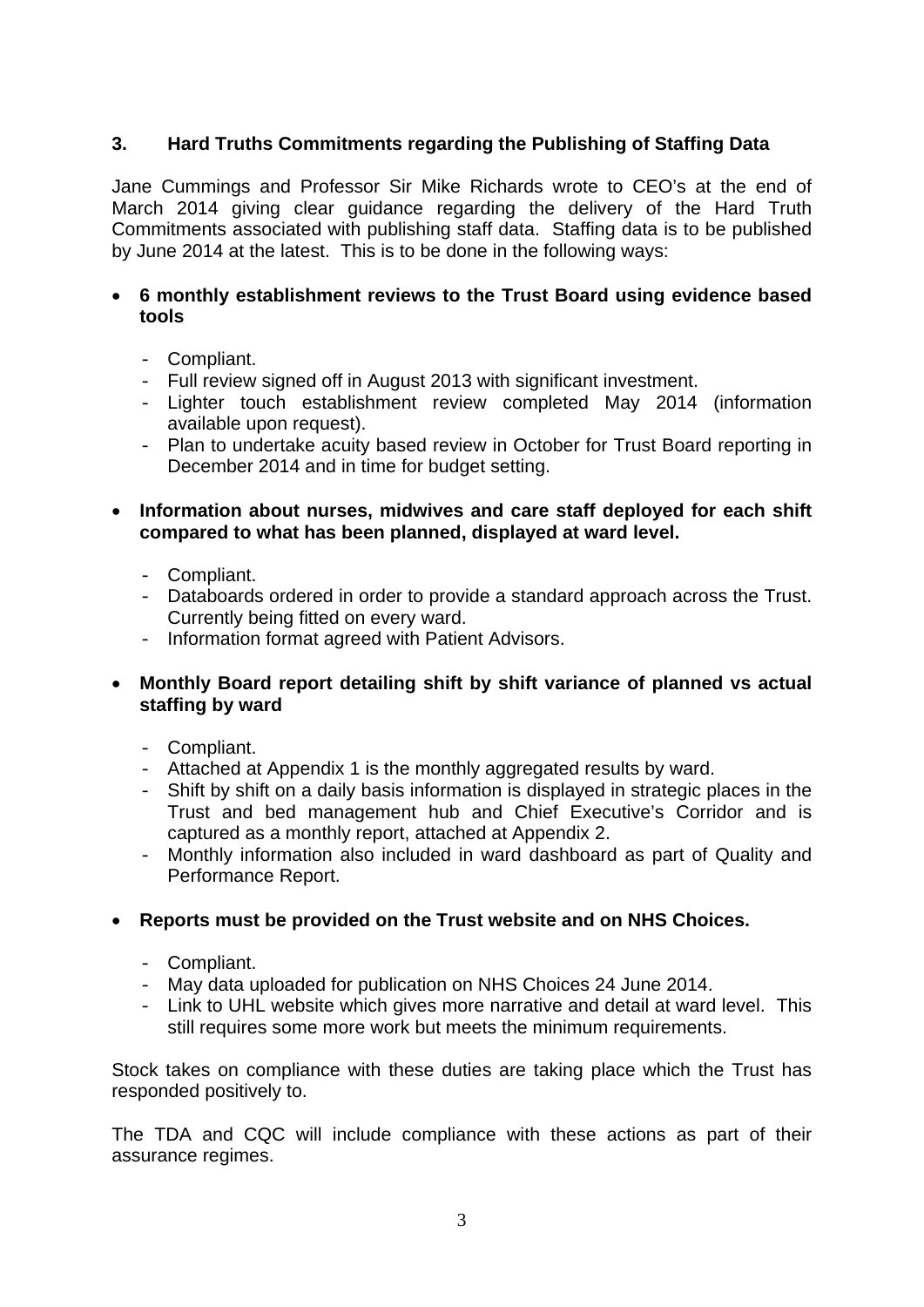## 3. Hard Truths Commitments regarding the Publishing of Staffing Data

Jane Cummings and Professor Sir Mike Richards wrote to CEO's at the end of March 2014 giving clear guidance regarding the delivery of the Hard Truth Commitments associated with publishing staff data. Staffing data is to be published by June 2014 at the latest. This is to be done in the following ways:

- **6 monthly establishment reviews to the Trust Board using evidence based tools**
  - Compliant.
  - Full review signed off in August 2013 with significant investment.
  - Lighter touch establishment review completed May 2014 (information available upon request).
  - Plan to undertake acuity based review in October for Trust Board reporting in December 2014 and in time for budget setting.

- **Information about nurses, midwives and care staff deployed for each shift compared to what has been planned, displayed at ward level.**
  - Compliant.
  - Databoards ordered in order to provide a standard approach across the Trust. Currently being fitted on every ward.
  - Information format agreed with Patient Advisors.

- **Monthly Board report detailing shift by shift variance of planned vs actual staffing by ward**
  - Compliant.
  - Attached at Appendix 1 is the monthly aggregated results by ward.
  - Shift by shift on a daily basis information is displayed in strategic places in the Trust and bed management hub and Chief Executive's Corridor and is captured as a monthly report, attached at Appendix 2.
  - Monthly information also included in ward dashboard as part of Quality and Performance Report.

- **Reports must be provided on the Trust website and on NHS Choices.**
  - Compliant.
  - May data uploaded for publication on NHS Choices 24 June 2014.
  - Link to UHL website which gives more narrative and detail at ward level. This still requires some more work but meets the minimum requirements.

Stock takes on compliance with these duties are taking place which the Trust has responded positively to.

The TDA and CQC will include compliance with these actions as part of their assurance regimes.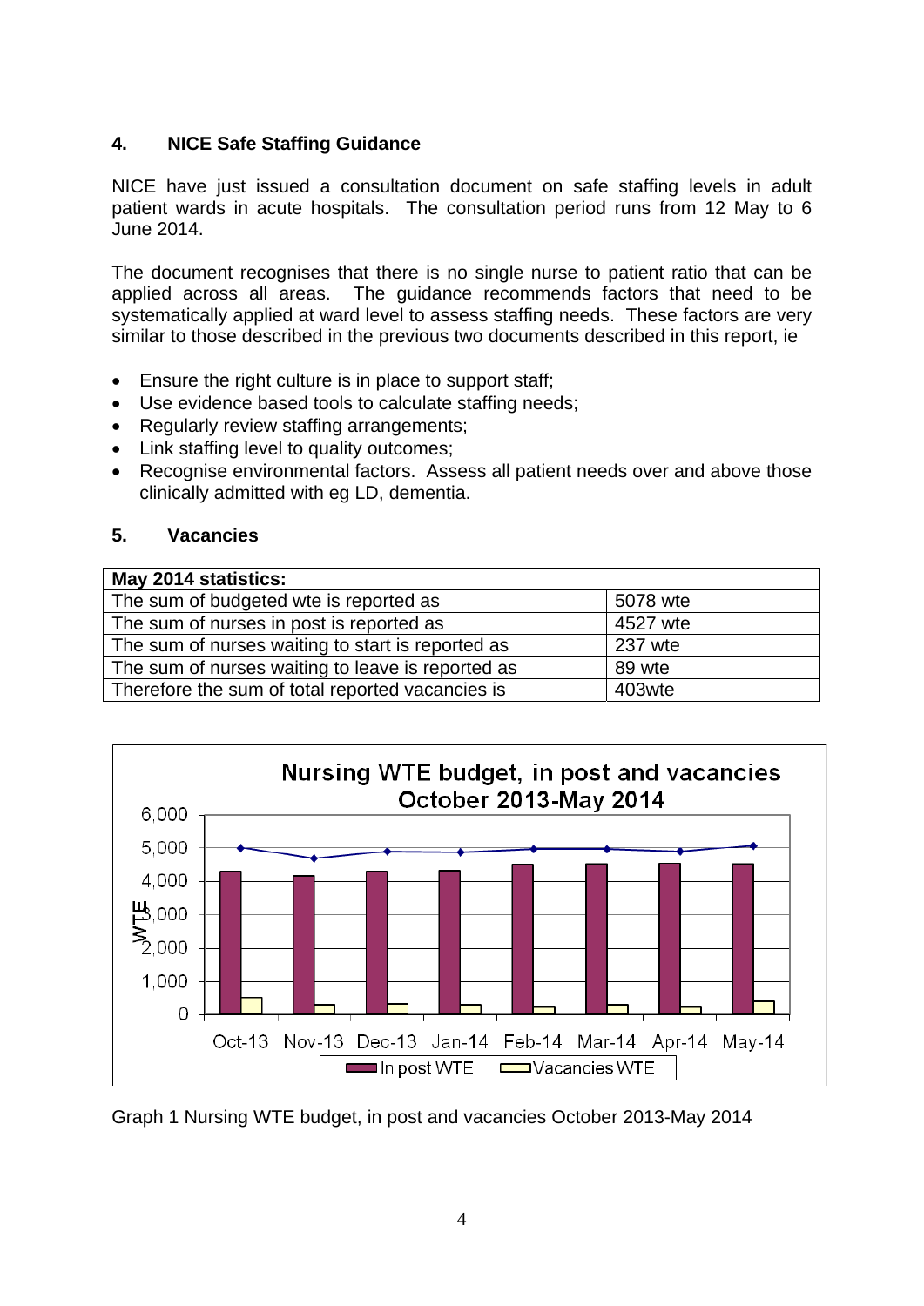## 4. NICE Safe Staffing Guidance

NICE have just issued a consultation document on safe staffing levels in adult patient wards in acute hospitals. The consultation period runs from 12 May to 6 June 2014.

The document recognises that there is no single nurse to patient ratio that can be applied across all areas. The guidance recommends factors that need to be systematically applied at ward level to assess staffing needs. These factors are very similar to those described in the previous two documents described in this report, ie

- Ensure the right culture is in place to support staff;
- Use evidence based tools to calculate staffing needs;
- Regularly review staffing arrangements;
- Link staffing level to quality outcomes;
- Recognise environmental factors. Assess all patient needs over and above those clinically admitted with eg LD, dementia.

## 5. Vacancies

| **May 2014 statistics:** | |
|---|---|
| The sum of budgeted wte is reported as | 5078 wte |
| The sum of nurses in post is reported as | 4527 wte |
| The sum of nurses waiting to start is reported as | 237 wte |
| The sum of nurses waiting to leave is reported as | 89 wte |
| Therefore the sum of total reported vacancies is | 403wte |

Graph 1 Nursing WTE budget, in post and vacancies October 2013-May 2014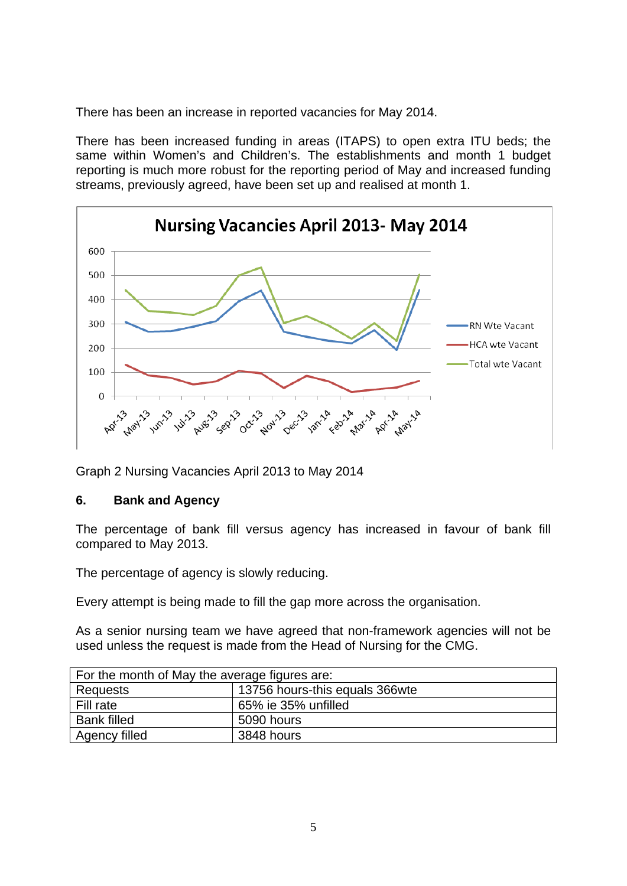There has been an increase in reported vacancies for May 2014.

There has been increased funding in areas (ITAPS) to open extra ITU beds; the same within Women's and Children's. The establishments and month 1 budget reporting is much more robust for the reporting period of May and increased funding streams, previously agreed, have been set up and realised at month 1.

Graph 2 Nursing Vacancies April 2013 to May 2014

## 6. Bank and Agency

The percentage of bank fill versus agency has increased in favour of bank fill compared to May 2013.

The percentage of agency is slowly reducing.

Every attempt is being made to fill the gap more across the organisation.

As a senior nursing team we have agreed that non-framework agencies will not be used unless the request is made from the Head of Nursing for the CMG.

| For the month of May the average figures are: | |
|---|---|
| Requests | 13756 hours-this equals 366wte |
| Fill rate | 65% ie 35% unfilled |
| Bank filled | 5090 hours |
| Agency filled | 3848 hours |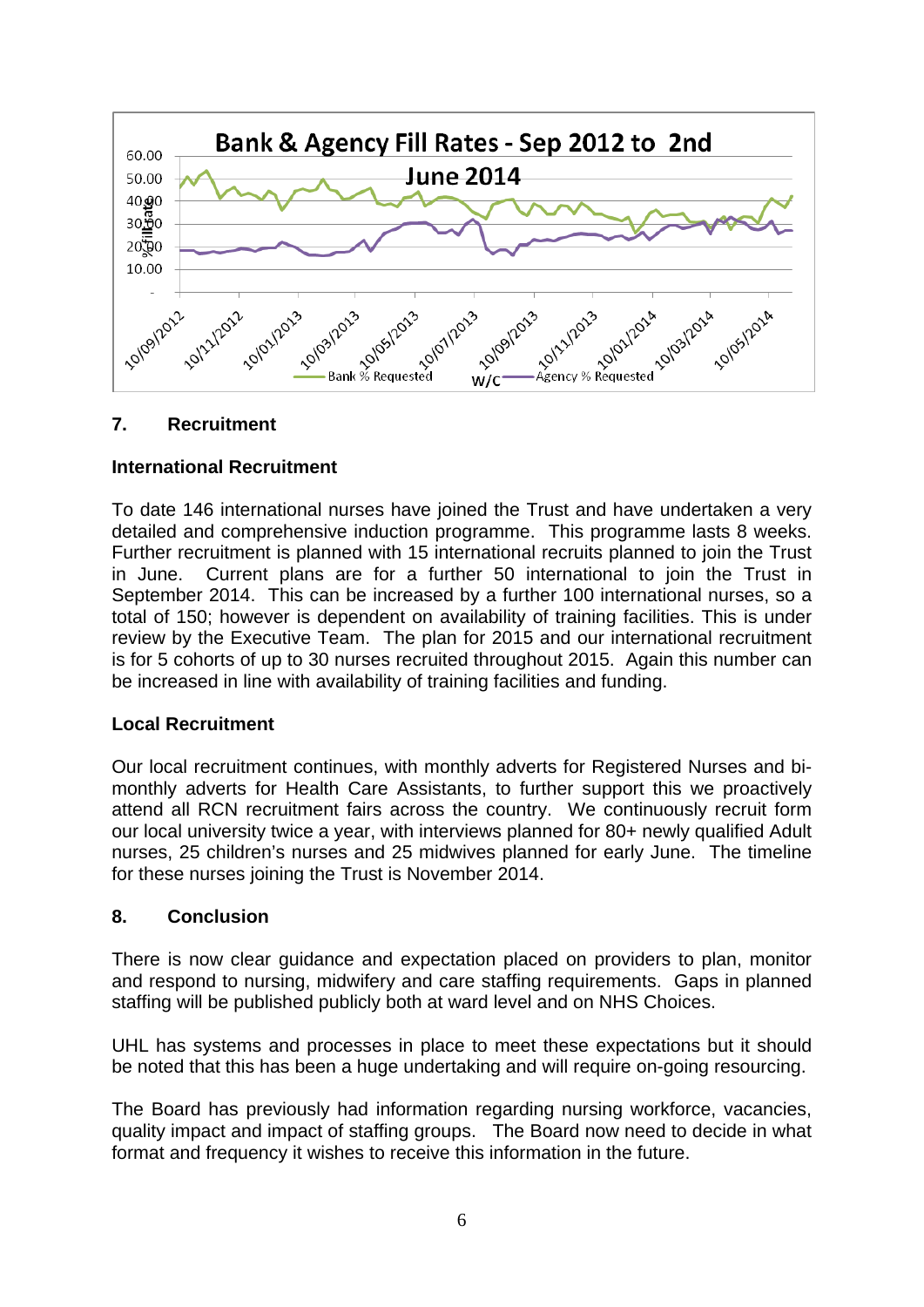Bank & Agency Fill Rates - Sep 2012 to 2nd June 2014

## 7. Recruitment

### International Recruitment

To date 146 international nurses have joined the Trust and have undertaken a very detailed and comprehensive induction programme. This programme lasts 8 weeks. Further recruitment is planned with 15 international recruits planned to join the Trust in June. Current plans are for a further 50 international to join the Trust in September 2014. This can be increased by a further 100 international nurses, so a total of 150; however is dependent on availability of training facilities. This is under review by the Executive Team. The plan for 2015 and our international recruitment is for 5 cohorts of up to 30 nurses recruited throughout 2015. Again this number can be increased in line with availability of training facilities and funding.

### Local Recruitment

Our local recruitment continues, with monthly adverts for Registered Nurses and bi-monthly adverts for Health Care Assistants, to further support this we proactively attend all RCN recruitment fairs across the country. We continuously recruit form our local university twice a year, with interviews planned for 80+ newly qualified Adult nurses, 25 children's nurses and 25 midwives planned for early June. The timeline for these nurses joining the Trust is November 2014.

## 8. Conclusion

There is now clear guidance and expectation placed on providers to plan, monitor and respond to nursing, midwifery and care staffing requirements. Gaps in planned staffing will be published publicly both at ward level and on NHS Choices.

UHL has systems and processes in place to meet these expectations but it should be noted that this has been a huge undertaking and will require on-going resourcing.

The Board has previously had information regarding nursing workforce, vacancies, quality impact and impact of staffing groups. The Board now need to decide in what format and frequency it wishes to receive this information in the future.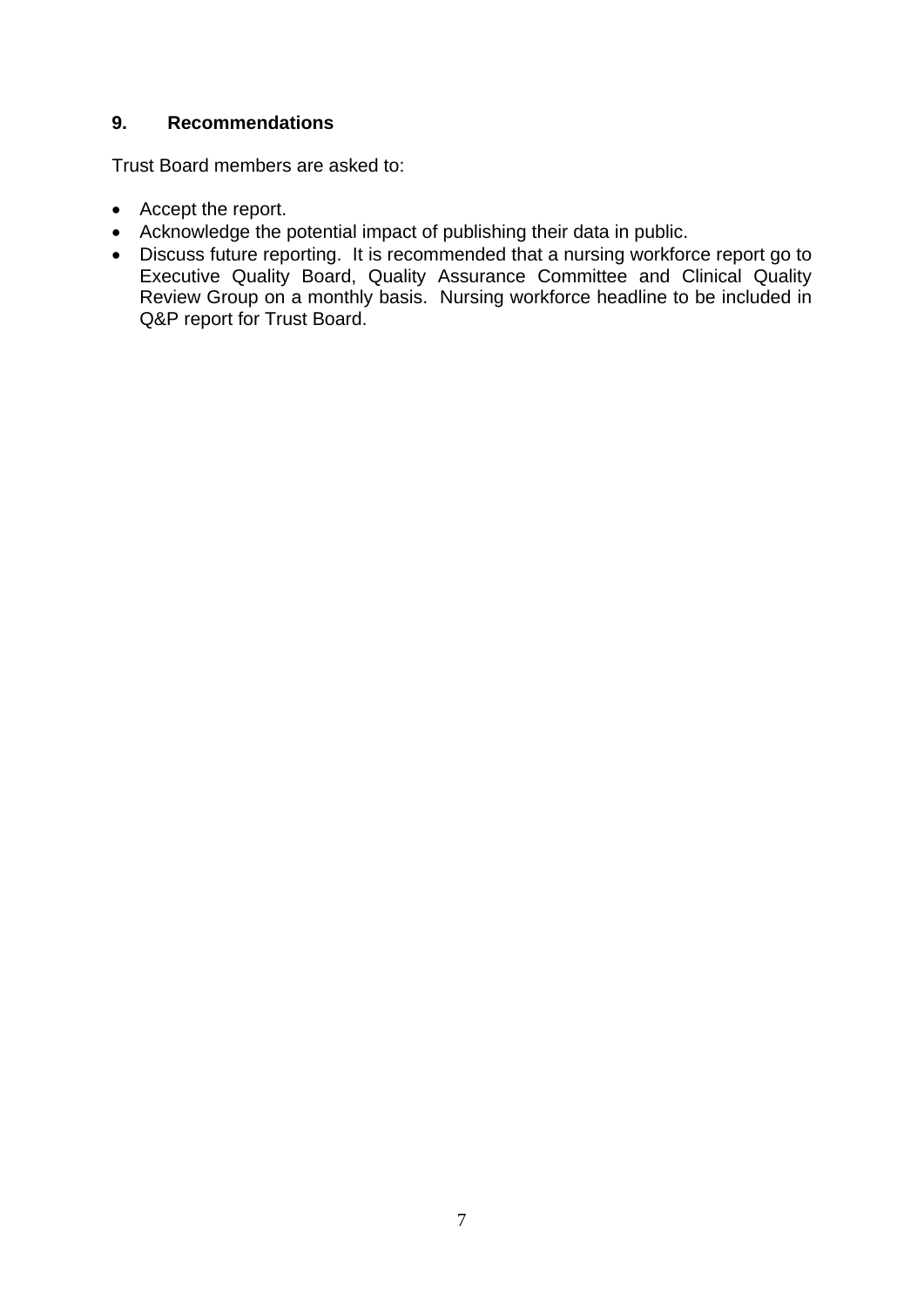## 9. Recommendations

Trust Board members are asked to:

- Accept the report.
- Acknowledge the potential impact of publishing their data in public.
- Discuss future reporting. It is recommended that a nursing workforce report go to Executive Quality Board, Quality Assurance Committee and Clinical Quality Review Group on a monthly basis. Nursing workforce headline to be included in Q&P report for Trust Board.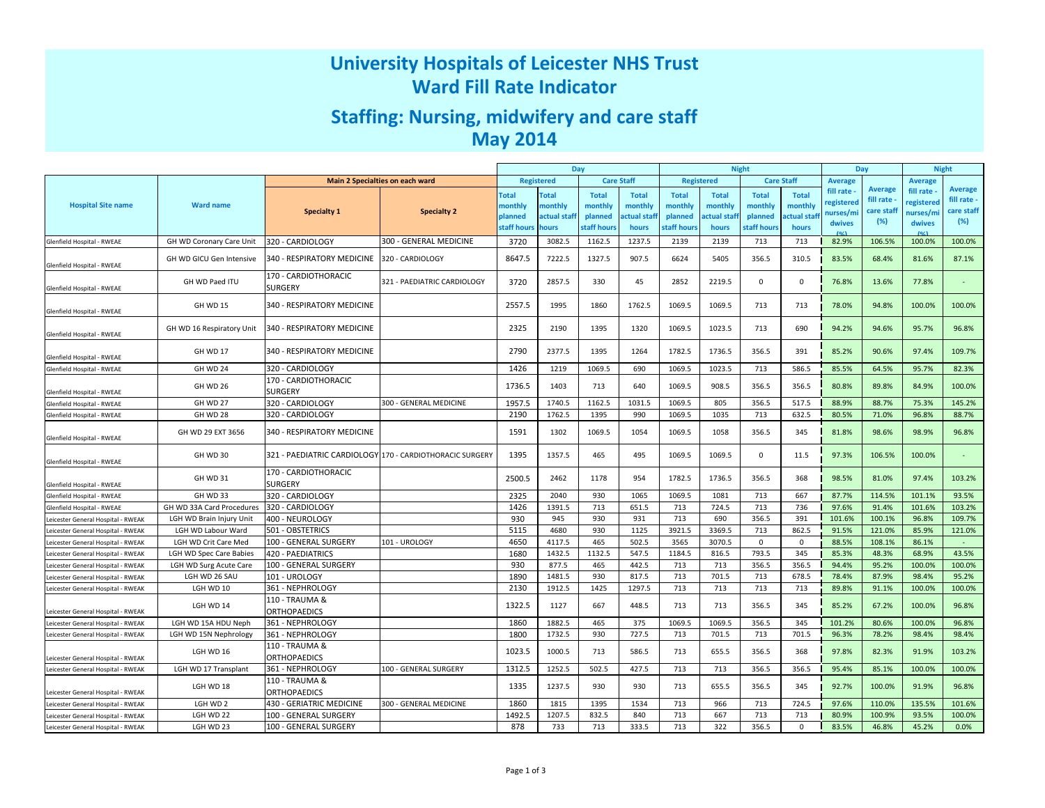# University Hospitals of Leicester NHS Trust
# Ward Fill Rate Indicator

## Staffing: Nursing, midwifery and care staff
## May 2014

| Hospital Site name | Ward name | Main 2 Specialties on each ward | | Day | | | | Night | | | | Day | | Night | |
|---|---|---|---|---|---|---|---|---|---|---|---|---|---|---|---|
| | | | | Registered | | Care Staff | | Registered | | Care Staff | | | | | |
| | | Specialty 1 | Specialty 2 | Total monthly planned staff hours | Total monthly actual staff hours | Total monthly planned staff hours | Total monthly actual staff hours | Total monthly planned staff hours | Total monthly actual staff hours | Total monthly planned staff hours | Total monthly actual staff hours | Average fill rate - registered nurses/midwives (%) | Average fill rate - care staff (%) | Average fill rate - registered nurses/midwives (%) | Average fill rate - care staff (%) |
| Glenfield Hospital - RWEAE | GH WD Coronary Care Unit | 320 - CARDIOLOGY | 300 - GENERAL MEDICINE | 3720 | 3082.5 | 1162.5 | 1237.5 | 2139 | 2139 | 713 | 713 | 82.9% | 106.5% | 100.0% | 100.0% |
| Glenfield Hospital - RWEAE | GH WD GICU Gen Intensive | 340 - RESPIRATORY MEDICINE | 320 - CARDIOLOGY | 8647.5 | 7222.5 | 1327.5 | 907.5 | 6624 | 5405 | 356.5 | 310.5 | 83.5% | 68.4% | 81.6% | 87.1% |
| Glenfield Hospital - RWEAE | GH WD Paed ITU | 170 - CARDIOTHORACIC SURGERY | 321 - PAEDIATRIC CARDIOLOGY | 3720 | 2857.5 | 330 | 45 | 2852 | 2219.5 | 0 | 0 | 76.8% | 13.6% | 77.8% | - |
| Glenfield Hospital - RWEAE | GH WD 15 | 340 - RESPIRATORY MEDICINE | | 2557.5 | 1995 | 1860 | 1762.5 | 1069.5 | 1069.5 | 713 | 713 | 78.0% | 94.8% | 100.0% | 100.0% |
| Glenfield Hospital - RWEAE | GH WD 16 Respiratory Unit | 340 - RESPIRATORY MEDICINE | | 2325 | 2190 | 1395 | 1320 | 1069.5 | 1023.5 | 713 | 690 | 94.2% | 94.6% | 95.7% | 96.8% |
| Glenfield Hospital - RWEAE | GH WD 17 | 340 - RESPIRATORY MEDICINE | | 2790 | 2377.5 | 1395 | 1264 | 1782.5 | 1736.5 | 356.5 | 391 | 85.2% | 90.6% | 97.4% | 109.7% |
| Glenfield Hospital - RWEAE | GH WD 24 | 320 - CARDIOLOGY | | 1426 | 1219 | 1069.5 | 690 | 1069.5 | 1023.5 | 713 | 586.5 | 85.5% | 64.5% | 95.7% | 82.3% |
| Glenfield Hospital - RWEAE | GH WD 26 | 170 - CARDIOTHORACIC SURGERY | | 1736.5 | 1403 | 713 | 640 | 1069.5 | 908.5 | 356.5 | 356.5 | 80.8% | 89.8% | 84.9% | 100.0% |
| Glenfield Hospital - RWEAE | GH WD 27 | 320 - CARDIOLOGY | 300 - GENERAL MEDICINE | 1957.5 | 1740.5 | 1162.5 | 1031.5 | 1069.5 | 805 | 356.5 | 517.5 | 88.9% | 88.7% | 75.3% | 145.2% |
| Glenfield Hospital - RWEAE | GH WD 28 | 320 - CARDIOLOGY | | 2190 | 1762.5 | 1395 | 990 | 1069.5 | 1035 | 713 | 632.5 | 80.5% | 71.0% | 96.8% | 88.7% |
| Glenfield Hospital - RWEAE | GH WD 29 EXT 3656 | 340 - RESPIRATORY MEDICINE | | 1591 | 1302 | 1069.5 | 1054 | 1069.5 | 1058 | 356.5 | 345 | 81.8% | 98.6% | 98.9% | 96.8% |
| Glenfield Hospital - RWEAE | GH WD 30 | 321 - PAEDIATRIC CARDIOLOGY | 170 - CARDIOTHORACIC SURGERY | 1395 | 1357.5 | 465 | 495 | 1069.5 | 1069.5 | 0 | 11.5 | 97.3% | 106.5% | 100.0% | - |
| Glenfield Hospital - RWEAE | GH WD 31 | 170 - CARDIOTHORACIC SURGERY | | 2500.5 | 2462 | 1178 | 954 | 1782.5 | 1736.5 | 356.5 | 368 | 98.5% | 81.0% | 97.4% | 103.2% |
| Glenfield Hospital - RWEAE | GH WD 33 | 320 - CARDIOLOGY | | 2325 | 2040 | 930 | 1065 | 1069.5 | 1081 | 713 | 667 | 87.7% | 114.5% | 101.1% | 93.5% |
| Glenfield Hospital - RWEAE | GH WD 33A Card Procedures | 320 - CARDIOLOGY | | 1426 | 1391.5 | 713 | 651.5 | 713 | 724.5 | 713 | 736 | 97.6% | 91.4% | 101.6% | 103.2% |
| Leicester General Hospital - RWEAK | LGH WD Brain Injury Unit | 400 - NEUROLOGY | | 930 | 945 | 930 | 931 | 713 | 690 | 356.5 | 391 | 101.6% | 100.1% | 96.8% | 109.7% |
| Leicester General Hospital - RWEAK | LGH WD Labour Ward | 501 - OBSTETRICS | | 5115 | 4680 | 930 | 1125 | 3921.5 | 3369.5 | 713 | 862.5 | 91.5% | 121.0% | 85.9% | 121.0% |
| Leicester General Hospital - RWEAK | LGH WD Crit Care Med | 100 - GENERAL SURGERY | 101 - UROLOGY | 4650 | 4117.5 | 465 | 502.5 | 3565 | 3070.5 | 0 | 0 | 88.5% | 108.1% | 86.1% | - |
| Leicester General Hospital - RWEAK | LGH WD Spec Care Babies | 420 - PAEDIATRICS | | 1680 | 1432.5 | 1132.5 | 547.5 | 1184.5 | 816.5 | 793.5 | 345 | 85.3% | 48.3% | 68.9% | 43.5% |
| Leicester General Hospital - RWEAK | LGH WD Surg Acute Care | 100 - GENERAL SURGERY | | 930 | 877.5 | 465 | 442.5 | 713 | 713 | 356.5 | 356.5 | 94.4% | 95.2% | 100.0% | 100.0% |
| Leicester General Hospital - RWEAK | LGH WD 26 SAU | 101 - UROLOGY | | 1890 | 1481.5 | 930 | 817.5 | 713 | 701.5 | 713 | 678.5 | 78.4% | 87.9% | 98.4% | 95.2% |
| Leicester General Hospital - RWEAK | LGH WD 10 | 361 - NEPHROLOGY | | 2130 | 1912.5 | 1425 | 1297.5 | 713 | 713 | 713 | 713 | 89.8% | 91.1% | 100.0% | 100.0% |
| Leicester General Hospital - RWEAK | LGH WD 14 | 110 - TRAUMA & ORTHOPAEDICS | | 1322.5 | 1127 | 667 | 448.5 | 713 | 713 | 356.5 | 345 | 85.2% | 67.2% | 100.0% | 96.8% |
| Leicester General Hospital - RWEAK | LGH WD 15A HDU Neph | 361 - NEPHROLOGY | | 1860 | 1882.5 | 465 | 375 | 1069.5 | 1069.5 | 356.5 | 345 | 101.2% | 80.6% | 100.0% | 96.8% |
| Leicester General Hospital - RWEAK | LGH WD 15N Nephrology | 361 - NEPHROLOGY | | 1800 | 1732.5 | 930 | 727.5 | 713 | 701.5 | 713 | 701.5 | 96.3% | 78.2% | 98.4% | 98.4% |
| Leicester General Hospital - RWEAK | LGH WD 16 | 110 - TRAUMA & ORTHOPAEDICS | | 1023.5 | 1000.5 | 713 | 586.5 | 713 | 655.5 | 356.5 | 368 | 97.8% | 82.3% | 91.9% | 103.2% |
| Leicester General Hospital - RWEAK | LGH WD 17 Transplant | 361 - NEPHROLOGY | 100 - GENERAL SURGERY | 1312.5 | 1252.5 | 502.5 | 427.5 | 713 | 713 | 356.5 | 356.5 | 95.4% | 85.1% | 100.0% | 100.0% |
| Leicester General Hospital - RWEAK | LGH WD 18 | 110 - TRAUMA & ORTHOPAEDICS | | 1335 | 1237.5 | 930 | 930 | 713 | 655.5 | 356.5 | 345 | 92.7% | 100.0% | 91.9% | 96.8% |
| Leicester General Hospital - RWEAK | LGH WD 2 | 430 - GERIATRIC MEDICINE | 300 - GENERAL MEDICINE | 1860 | 1815 | 1395 | 1534 | 713 | 966 | 713 | 724.5 | 97.6% | 110.0% | 135.5% | 101.6% |
| Leicester General Hospital - RWEAK | LGH WD 22 | 100 - GENERAL SURGERY | | 1492.5 | 1207.5 | 832.5 | 840 | 713 | 667 | 713 | 713 | 80.9% | 100.9% | 93.5% | 100.0% |
| Leicester General Hospital - RWEAK | LGH WD 23 | 100 - GENERAL SURGERY | | 878 | 733 | 713 | 333.5 | 713 | 322 | 356.5 | 0 | 83.5% | 46.8% | 45.2% | 0.0% |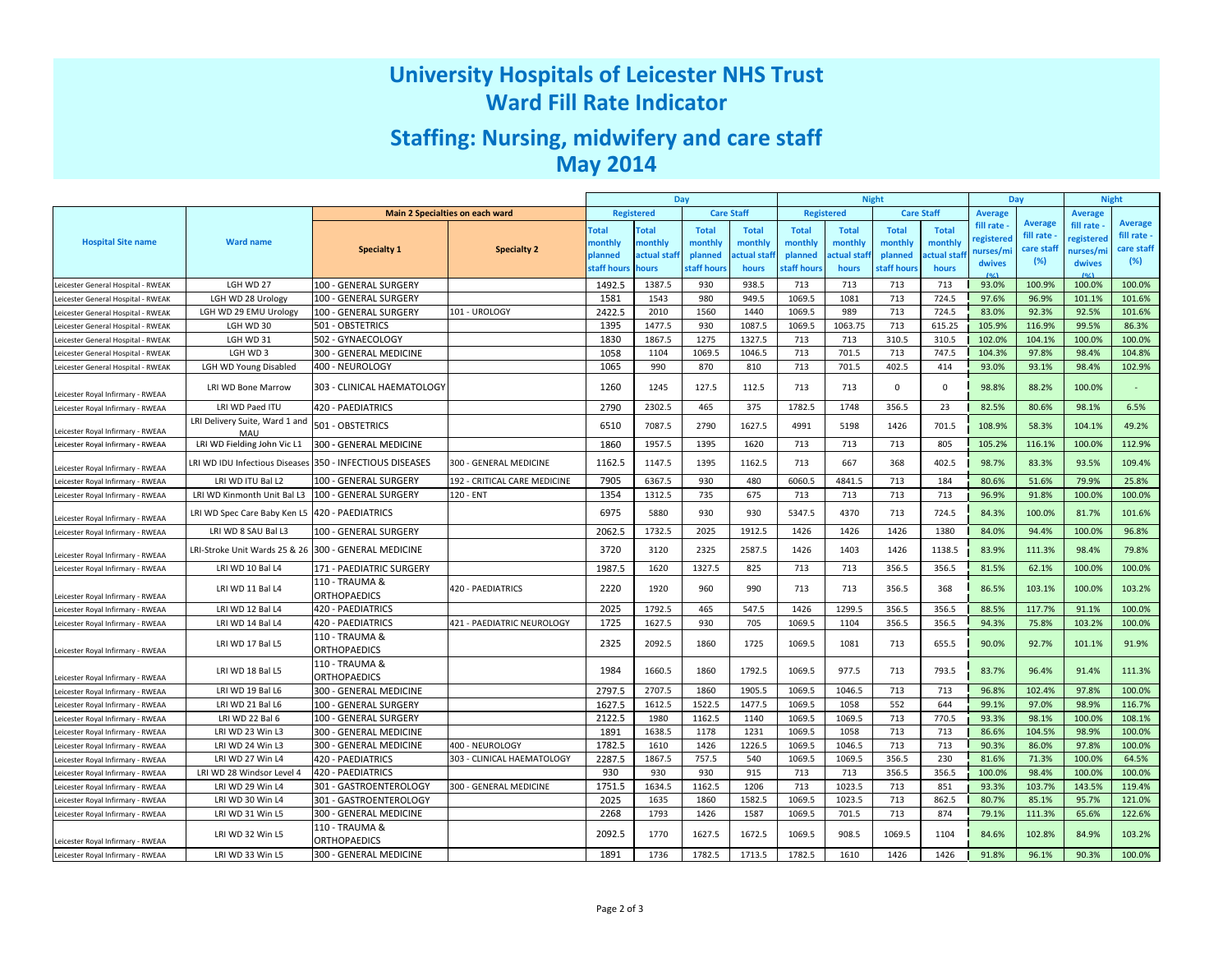# University Hospitals of Leicester NHS Trust
# Ward Fill Rate Indicator

## Staffing: Nursing, midwifery and care staff
## May 2014

| Hospital Site name | Ward name | Main 2 Specialties on each ward | | Day | | | | Night | | | | Day | | Night | |
|---|---|---|---|---|---|---|---|---|---|---|---|---|---|---|---|
| | | | | Registered | | Care Staff | | Registered | | Care Staff | | | | | |
| | | Specialty 1 | Specialty 2 | Total monthly planned staff hours | Total monthly actual staff hours | Total monthly planned staff hours | Total monthly actual staff hours | Total monthly planned staff hours | Total monthly actual staff hours | Total monthly planned staff hours | Total monthly actual staff hours | Average fill rate - registered nurses/midwives (%) | Average fill rate - care staff (%) | Average fill rate - registered nurses/midwives (%) | Average fill rate - care staff (%) |
| Leicester General Hospital - RWEAK | LGH WD 27 | 100 - GENERAL SURGERY | | 1492.5 | 1387.5 | 930 | 938.5 | 713 | 713 | 713 | 713 | 93.0% | 100.9% | 100.0% | 100.0% |
| Leicester General Hospital - RWEAK | LGH WD 28 Urology | 100 - GENERAL SURGERY | | 1581 | 1543 | 980 | 949.5 | 1069.5 | 1081 | 713 | 724.5 | 97.6% | 96.9% | 101.1% | 101.6% |
| Leicester General Hospital - RWEAK | LGH WD 29 EMU Urology | 100 - GENERAL SURGERY | 101 - UROLOGY | 2422.5 | 2010 | 1560 | 1440 | 1069.5 | 989 | 713 | 724.5 | 83.0% | 92.3% | 92.5% | 101.6% |
| Leicester General Hospital - RWEAK | LGH WD 30 | 501 - OBSTETRICS | | 1395 | 1477.5 | 930 | 1087.5 | 1069.5 | 1063.75 | 713 | 615.25 | 105.9% | 116.9% | 99.5% | 86.3% |
| Leicester General Hospital - RWEAK | LGH WD 31 | 502 - GYNAECOLOGY | | 1830 | 1867.5 | 1275 | 1327.5 | 713 | 713 | 310.5 | 310.5 | 102.0% | 104.1% | 100.0% | 100.0% |
| Leicester General Hospital - RWEAK | LGH WD 3 | 300 - GENERAL MEDICINE | | 1058 | 1104 | 1069.5 | 1046.5 | 713 | 701.5 | 713 | 747.5 | 104.3% | 97.8% | 98.4% | 104.8% |
| Leicester General Hospital - RWEAK | LGH WD Young Disabled | 400 - NEUROLOGY | | 1065 | 990 | 870 | 810 | 713 | 701.5 | 402.5 | 414 | 93.0% | 93.1% | 98.4% | 102.9% |
| Leicester Royal Infirmary - RWEAA | LRI WD Bone Marrow | 303 - CLINICAL HAEMATOLOGY | | 1260 | 1245 | 127.5 | 112.5 | 713 | 713 | 0 | 0 | 98.8% | 88.2% | 100.0% | - |
| Leicester Royal Infirmary - RWEAA | LRI WD Paed ITU | 420 - PAEDIATRICS | | 2790 | 2302.5 | 465 | 375 | 1782.5 | 1748 | 356.5 | 23 | 82.5% | 80.6% | 98.1% | 6.5% |
| Leicester Royal Infirmary - RWEAA | LRI Delivery Suite, Ward 1 and MAU | 501 - OBSTETRICS | | 6510 | 7087.5 | 2790 | 1627.5 | 4991 | 5198 | 1426 | 701.5 | 108.9% | 58.3% | 104.1% | 49.2% |
| Leicester Royal Infirmary - RWEAA | LRI WD Fielding John Vic L1 | 300 - GENERAL MEDICINE | | 1860 | 1957.5 | 1395 | 1620 | 713 | 713 | 713 | 805 | 105.2% | 116.1% | 100.0% | 112.9% |
| Leicester Royal Infirmary - RWEAA | LRI WD IDU Infectious Diseases | 350 - INFECTIOUS DISEASES | 300 - GENERAL MEDICINE | 1162.5 | 1147.5 | 1395 | 1162.5 | 713 | 667 | 368 | 402.5 | 98.7% | 83.3% | 93.5% | 109.4% |
| Leicester Royal Infirmary - RWEAA | LRI WD ITU Bal L2 | 100 - GENERAL SURGERY | 192 - CRITICAL CARE MEDICINE | 7905 | 6367.5 | 930 | 480 | 6060.5 | 4841.5 | 713 | 184 | 80.6% | 51.6% | 79.9% | 25.8% |
| Leicester Royal Infirmary - RWEAA | LRI WD Kinmonth Unit Bal L3 | 100 - GENERAL SURGERY | 120 - ENT | 1354 | 1312.5 | 735 | 675 | 713 | 713 | 713 | 713 | 96.9% | 91.8% | 100.0% | 100.0% |
| Leicester Royal Infirmary - RWEAA | LRI WD Spec Care Baby Ken L5 | 420 - PAEDIATRICS | | 6975 | 5880 | 930 | 930 | 5347.5 | 4370 | 713 | 724.5 | 84.3% | 100.0% | 81.7% | 101.6% |
| Leicester Royal Infirmary - RWEAA | LRI WD 8 SAU Bal L3 | 100 - GENERAL SURGERY | | 2062.5 | 1732.5 | 2025 | 1912.5 | 1426 | 1426 | 1426 | 1380 | 84.0% | 94.4% | 100.0% | 96.8% |
| Leicester Royal Infirmary - RWEAA | LRI-Stroke Unit Wards 25 & 26 | 300 - GENERAL MEDICINE | | 3720 | 3120 | 2325 | 2587.5 | 1426 | 1403 | 1426 | 1138.5 | 83.9% | 111.3% | 98.4% | 79.8% |
| Leicester Royal Infirmary - RWEAA | LRI WD 10 Bal L4 | 171 - PAEDIATRIC SURGERY | | 1987.5 | 1620 | 1327.5 | 825 | 713 | 713 | 356.5 | 356.5 | 81.5% | 62.1% | 100.0% | 100.0% |
| Leicester Royal Infirmary - RWEAA | LRI WD 11 Bal L4 | 110 - TRAUMA & ORTHOPAEDICS | 420 - PAEDIATRICS | 2220 | 1920 | 960 | 990 | 713 | 713 | 356.5 | 368 | 86.5% | 103.1% | 100.0% | 103.2% |
| Leicester Royal Infirmary - RWEAA | LRI WD 12 Bal L4 | 420 - PAEDIATRICS | | 2025 | 1792.5 | 465 | 547.5 | 1426 | 1299.5 | 356.5 | 356.5 | 88.5% | 117.7% | 91.1% | 100.0% |
| Leicester Royal Infirmary - RWEAA | LRI WD 14 Bal L4 | 420 - PAEDIATRICS | 421 - PAEDIATRIC NEUROLOGY | 1725 | 1627.5 | 930 | 705 | 1069.5 | 1104 | 356.5 | 356.5 | 94.3% | 75.8% | 103.2% | 100.0% |
| Leicester Royal Infirmary - RWEAA | LRI WD 17 Bal L5 | 110 - TRAUMA & ORTHOPAEDICS | | 2325 | 2092.5 | 1860 | 1725 | 1069.5 | 1081 | 713 | 655.5 | 90.0% | 92.7% | 101.1% | 91.9% |
| Leicester Royal Infirmary - RWEAA | LRI WD 18 Bal L5 | 110 - TRAUMA & ORTHOPAEDICS | | 1984 | 1660.5 | 1860 | 1792.5 | 1069.5 | 977.5 | 713 | 793.5 | 83.7% | 96.4% | 91.4% | 111.3% |
| Leicester Royal Infirmary - RWEAA | LRI WD 19 Bal L6 | 300 - GENERAL MEDICINE | | 2797.5 | 2707.5 | 1860 | 1905.5 | 1069.5 | 1046.5 | 713 | 713 | 96.8% | 102.4% | 97.8% | 100.0% |
| Leicester Royal Infirmary - RWEAA | LRI WD 21 Bal L6 | 100 - GENERAL SURGERY | | 1627.5 | 1612.5 | 1522.5 | 1477.5 | 1069.5 | 1058 | 552 | 644 | 99.1% | 97.0% | 98.9% | 116.7% |
| Leicester Royal Infirmary - RWEAA | LRI WD 22 Bal 6 | 100 - GENERAL SURGERY | | 2122.5 | 1980 | 1162.5 | 1140 | 1069.5 | 1069.5 | 713 | 770.5 | 93.3% | 98.1% | 100.0% | 108.1% |
| Leicester Royal Infirmary - RWEAA | LRI WD 23 Win L3 | 300 - GENERAL MEDICINE | | 1891 | 1638.5 | 1178 | 1231 | 1069.5 | 1058 | 713 | 713 | 86.6% | 104.5% | 98.9% | 100.0% |
| Leicester Royal Infirmary - RWEAA | LRI WD 24 Win L3 | 300 - GENERAL MEDICINE | 400 - NEUROLOGY | 1782.5 | 1610 | 1426 | 1226.5 | 1069.5 | 1046.5 | 713 | 713 | 90.3% | 86.0% | 97.8% | 100.0% |
| Leicester Royal Infirmary - RWEAA | LRI WD 27 Win L4 | 420 - PAEDIATRICS | 303 - CLINICAL HAEMATOLOGY | 2287.5 | 1867.5 | 757.5 | 540 | 1069.5 | 1069.5 | 356.5 | 230 | 81.6% | 71.3% | 100.0% | 64.5% |
| Leicester Royal Infirmary - RWEAA | LRI WD 28 Windsor Level 4 | 420 - PAEDIATRICS | | 930 | 930 | 930 | 915 | 713 | 713 | 356.5 | 356.5 | 100.0% | 98.4% | 100.0% | 100.0% |
| Leicester Royal Infirmary - RWEAA | LRI WD 29 Win L4 | 301 - GASTROENTEROLOGY | 300 - GENERAL MEDICINE | 1751.5 | 1634.5 | 1162.5 | 1206 | 713 | 1023.5 | 713 | 851 | 93.3% | 103.7% | 143.5% | 119.4% |
| Leicester Royal Infirmary - RWEAA | LRI WD 30 Win L4 | 301 - GASTROENTEROLOGY | | 2025 | 1635 | 1860 | 1582.5 | 1069.5 | 1023.5 | 713 | 862.5 | 80.7% | 85.1% | 95.7% | 121.0% |
| Leicester Royal Infirmary - RWEAA | LRI WD 31 Win L5 | 300 - GENERAL MEDICINE | | 2268 | 1793 | 1426 | 1587 | 1069.5 | 701.5 | 713 | 874 | 79.1% | 111.3% | 65.6% | 122.6% |
| Leicester Royal Infirmary - RWEAA | LRI WD 32 Win L5 | 110 - TRAUMA & ORTHOPAEDICS | | 2092.5 | 1770 | 1627.5 | 1672.5 | 1069.5 | 908.5 | 1069.5 | 1104 | 84.6% | 102.8% | 84.9% | 103.2% |
| Leicester Royal Infirmary - RWEAA | LRI WD 33 Win L5 | 300 - GENERAL MEDICINE | | 1891 | 1736 | 1782.5 | 1713.5 | 1782.5 | 1610 | 1426 | 1426 | 91.8% | 96.1% | 90.3% | 100.0% |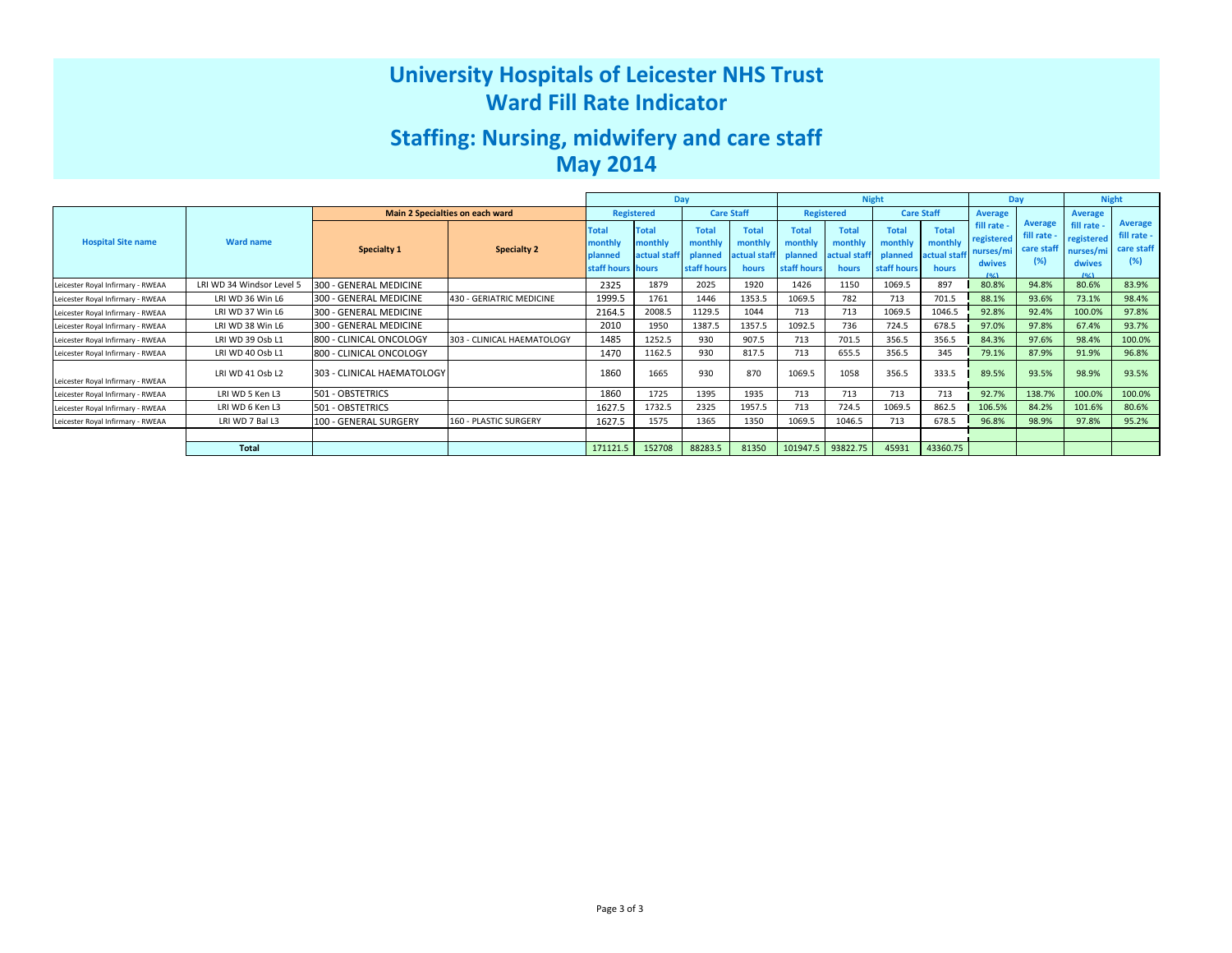# University Hospitals of Leicester NHS Trust
# Ward Fill Rate Indicator

## Staffing: Nursing, midwifery and care staff
## May 2014

| Hospital Site name | Ward name | Main 2 Specialties on each ward | | Day | | | | Night | | | | Day | | Night | |
|---|---|---|---|---|---|---|---|---|---|---|---|---|---|---|---|
| | | | | Registered | | Care Staff | | Registered | | Care Staff | | | | | |
| | | Specialty 1 | Specialty 2 | Total monthly planned staff hours | Total monthly actual staff hours | Total monthly planned staff hours | Total monthly actual staff hours | Total monthly planned staff hours | Total monthly actual staff hours | Total monthly planned staff hours | Total monthly actual staff hours | Average fill rate - registered nurses/midwives (%) | Average fill rate - care staff (%) | Average fill rate - registered nurses/midwives (%) | Average fill rate - care staff (%) |
| Leicester Royal Infirmary - RWEAA | LRI WD 34 Windsor Level 5 | 300 - GENERAL MEDICINE | | 2325 | 1879 | 2025 | 1920 | 1426 | 1150 | 1069.5 | 897 | 80.8% | 94.8% | 80.6% | 83.9% |
| Leicester Royal Infirmary - RWEAA | LRI WD 36 Win L6 | 300 - GENERAL MEDICINE | 430 - GERIATRIC MEDICINE | 1999.5 | 1761 | 1446 | 1353.5 | 1069.5 | 782 | 713 | 701.5 | 88.1% | 93.6% | 73.1% | 98.4% |
| Leicester Royal Infirmary - RWEAA | LRI WD 37 Win L6 | 300 - GENERAL MEDICINE | | 2164.5 | 2008.5 | 1129.5 | 1044 | 713 | 713 | 1069.5 | 1046.5 | 92.8% | 92.4% | 100.0% | 97.8% |
| Leicester Royal Infirmary - RWEAA | LRI WD 38 Win L6 | 300 - GENERAL MEDICINE | | 2010 | 1950 | 1387.5 | 1357.5 | 1092.5 | 736 | 724.5 | 678.5 | 97.0% | 97.8% | 67.4% | 93.7% |
| Leicester Royal Infirmary - RWEAA | LRI WD 39 Osb L1 | 800 - CLINICAL ONCOLOGY | 303 - CLINICAL HAEMATOLOGY | 1485 | 1252.5 | 930 | 907.5 | 713 | 701.5 | 356.5 | 356.5 | 84.3% | 97.6% | 98.4% | 100.0% |
| Leicester Royal Infirmary - RWEAA | LRI WD 40 Osb L1 | 800 - CLINICAL ONCOLOGY | | 1470 | 1162.5 | 930 | 817.5 | 713 | 655.5 | 356.5 | 345 | 79.1% | 87.9% | 91.9% | 96.8% |
| Leicester Royal Infirmary - RWEAA | LRI WD 41 Osb L2 | 303 - CLINICAL HAEMATOLOGY | | 1860 | 1665 | 930 | 870 | 1069.5 | 1058 | 356.5 | 333.5 | 89.5% | 93.5% | 98.9% | 93.5% |
| Leicester Royal Infirmary - RWEAA | LRI WD 5 Ken L3 | 501 - OBSTETRICS | | 1860 | 1725 | 1395 | 1935 | 713 | 713 | 713 | 713 | 92.7% | 138.7% | 100.0% | 100.0% |
| Leicester Royal Infirmary - RWEAA | LRI WD 6 Ken L3 | 501 - OBSTETRICS | | 1627.5 | 1732.5 | 2325 | 1957.5 | 713 | 724.5 | 1069.5 | 862.5 | 106.5% | 84.2% | 101.6% | 80.6% |
| Leicester Royal Infirmary - RWEAA | LRI WD 7 Bal L3 | 100 - GENERAL SURGERY | 160 - PLASTIC SURGERY | 1627.5 | 1575 | 1365 | 1350 | 1069.5 | 1046.5 | 713 | 678.5 | 96.8% | 98.9% | 97.8% | 95.2% |
| | | | | | | | | | | | | | | | |
| | **Total** | | | 171121.5 | 152708 | 88283.5 | 81350 | 101947.5 | 93822.75 | 45931 | 43360.75 | | | | |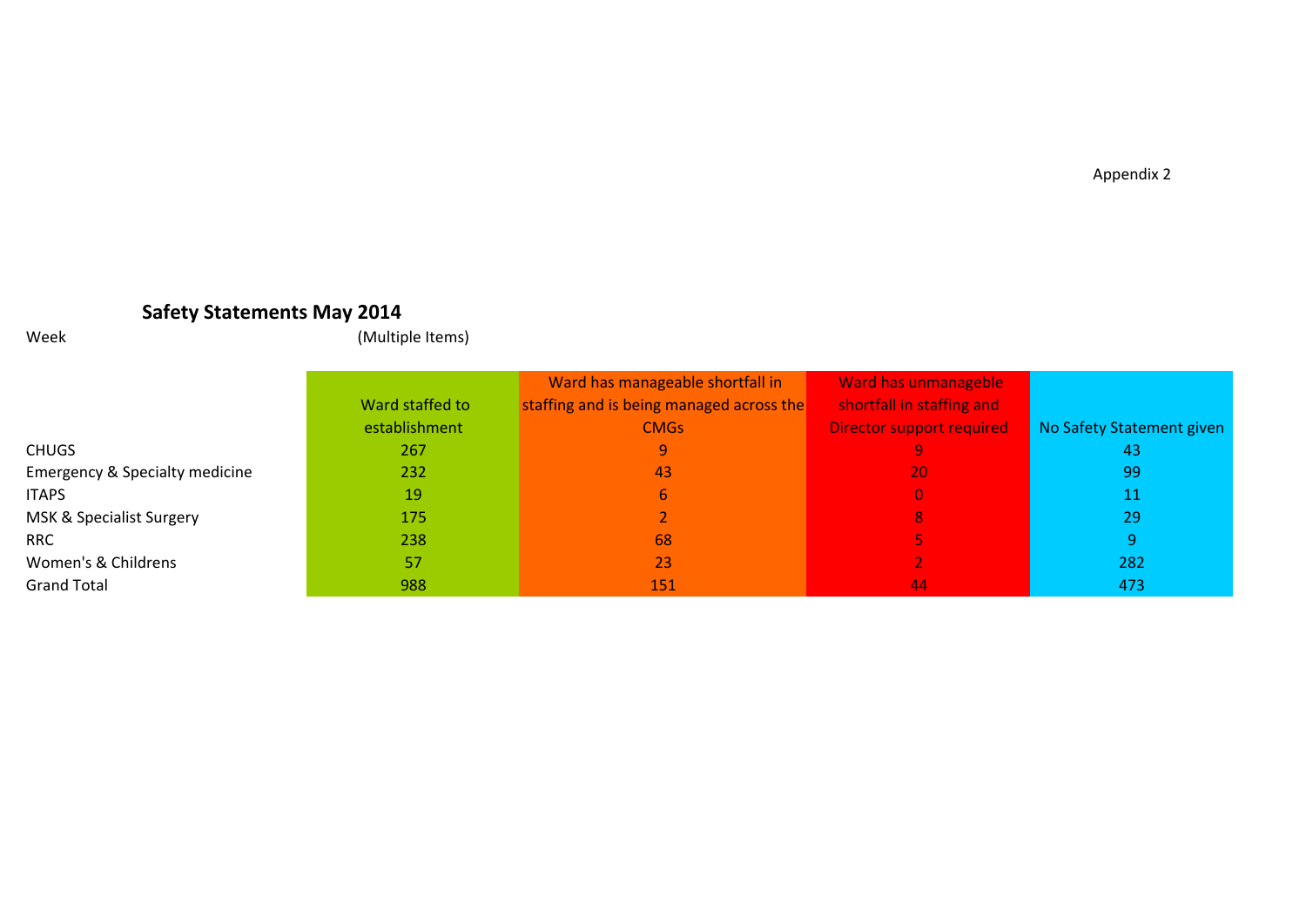Appendix 2

## Safety Statements May 2014

Week (Multiple Items)

| | Ward staffed to establishment | Ward has manageable shortfall in staffing and is being managed across the CMGs | Ward has unmanageble shortfall in staffing and Director support required | No Safety Statement given |
|---|---|---|---|---|
| CHUGS | 267 | 9 | 9 | 43 |
| Emergency & Specialty medicine | 232 | 43 | 20 | 99 |
| ITAPS | 19 | 6 | 0 | 11 |
| MSK & Specialist Surgery | 175 | 2 | 8 | 29 |
| RRC | 238 | 68 | 5 | 9 |
| Women's & Childrens | 57 | 23 | 2 | 282 |
| Grand Total | 988 | 151 | 44 | 473 |